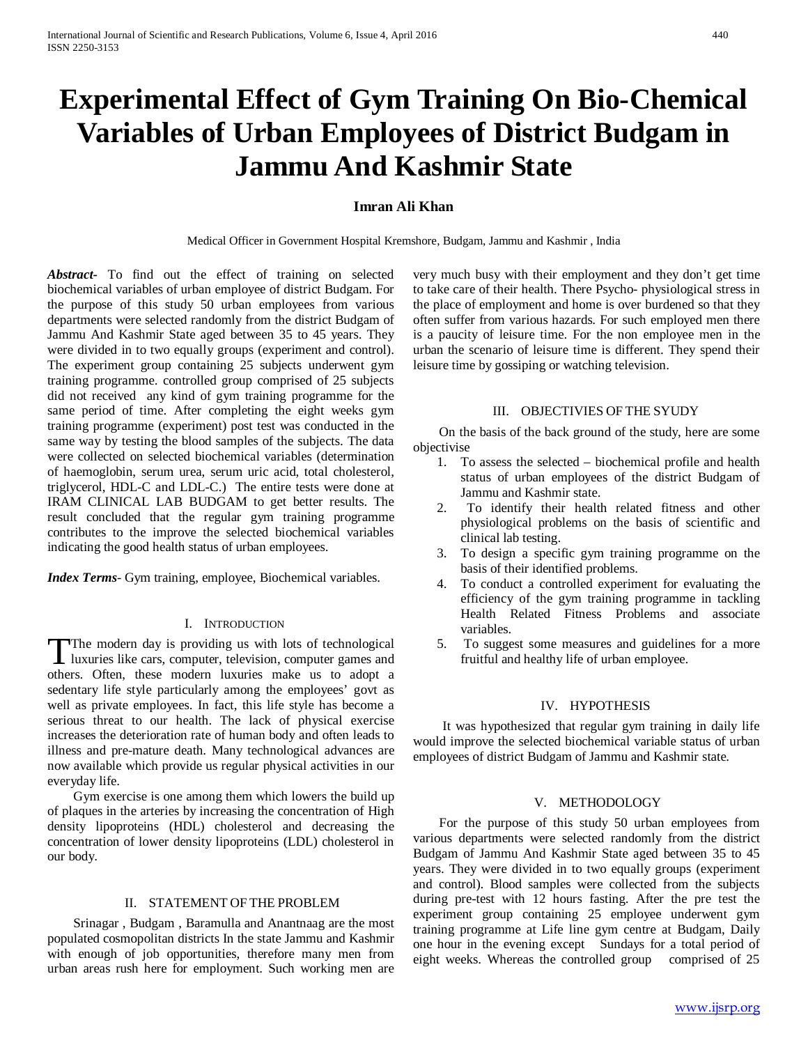# Experimental Effect of Gym Training On Bio-Chemical Variables of Urban Employees of District Budgam in Jammu And Kashmir State

**Imran Ali Khan**

Medical Officer in Government Hospital Kremshore, Budgam, Jammu and Kashmir , India

***Abstract-*** To find out the effect of training on selected biochemical variables of urban employee of district Budgam. For the purpose of this study 50 urban employees from various departments were selected randomly from the district Budgam of Jammu And Kashmir State aged between 35 to 45 years. They were divided in to two equally groups (experiment and control). The experiment group containing 25 subjects underwent gym training programme. controlled group comprised of 25 subjects did not received any kind of gym training programme for the same period of time. After completing the eight weeks gym training programme (experiment) post test was conducted in the same way by testing the blood samples of the subjects. The data were collected on selected biochemical variables (determination of haemoglobin, serum urea, serum uric acid, total cholesterol, triglycerol, HDL-C and LDL-C.) The entire tests were done at IRAM CLINICAL LAB BUDGAM to get better results. The result concluded that the regular gym training programme contributes to the improve the selected biochemical variables indicating the good health status of urban employees.

***Index Terms*****-** Gym training, employee, Biochemical variables.

## I. Introduction

The modern day is providing us with lots of technological luxuries like cars, computer, television, computer games and others. Often, these modern luxuries make us to adopt a sedentary life style particularly among the employees' govt as well as private employees. In fact, this life style has become a serious threat to our health. The lack of physical exercise increases the deterioration rate of human body and often leads to illness and pre-mature death. Many technological advances are now available which provide us regular physical activities in our everyday life.

Gym exercise is one among them which lowers the build up of plaques in the arteries by increasing the concentration of High density lipoproteins (HDL) cholesterol and decreasing the concentration of lower density lipoproteins (LDL) cholesterol in our body.

## II. STATEMENT OF THE PROBLEM

Srinagar , Budgam , Baramulla and Anantnaag are the most populated cosmopolitan districts In the state Jammu and Kashmir with enough of job opportunities, therefore many men from urban areas rush here for employment. Such working men are very much busy with their employment and they don't get time to take care of their health. There Psycho- physiological stress in the place of employment and home is over burdened so that they often suffer from various hazards. For such employed men there is a paucity of leisure time. For the non employee men in the urban the scenario of leisure time is different. They spend their leisure time by gossiping or watching television.

## III. OBJECTIVIES OF THE SYUDY

On the basis of the back ground of the study, here are some objectivise

1. To assess the selected – biochemical profile and health status of urban employees of the district Budgam of Jammu and Kashmir state.
2. To identify their health related fitness and other physiological problems on the basis of scientific and clinical lab testing.
3. To design a specific gym training programme on the basis of their identified problems.
4. To conduct a controlled experiment for evaluating the efficiency of the gym training programme in tackling Health Related Fitness Problems and associate variables.
5. To suggest some measures and guidelines for a more fruitful and healthy life of urban employee.

## IV. HYPOTHESIS

It was hypothesized that regular gym training in daily life would improve the selected biochemical variable status of urban employees of district Budgam of Jammu and Kashmir state.

## V. METHODOLOGY

For the purpose of this study 50 urban employees from various departments were selected randomly from the district Budgam of Jammu And Kashmir State aged between 35 to 45 years. They were divided in to two equally groups (experiment and control). Blood samples were collected from the subjects during pre-test with 12 hours fasting. After the pre test the experiment group containing 25 employee underwent gym training programme at Life line gym centre at Budgam, Daily one hour in the evening except Sundays for a total period of eight weeks. Whereas the controlled group comprised of 25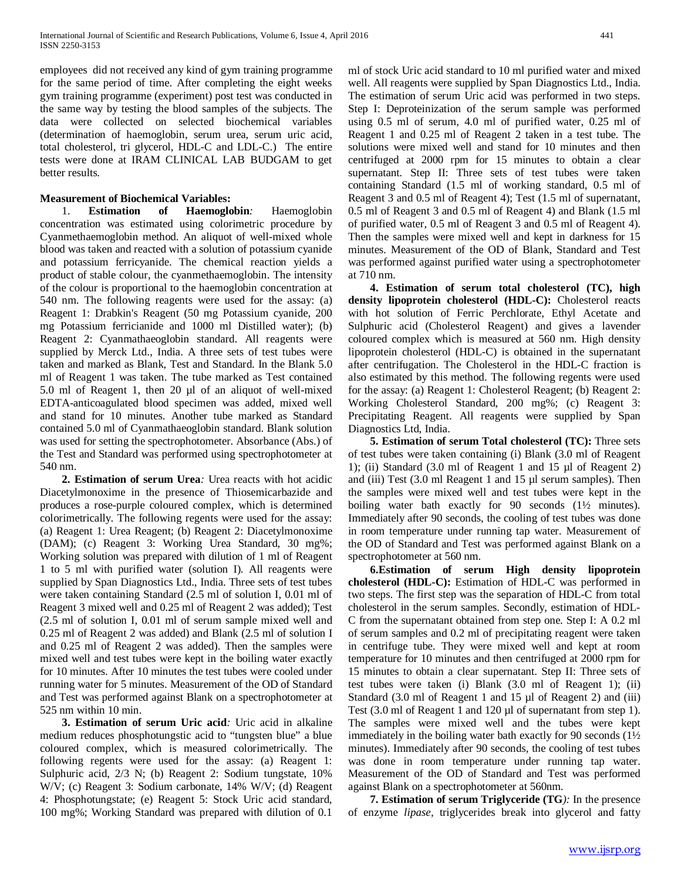employees did not received any kind of gym training programme for the same period of time. After completing the eight weeks gym training programme (experiment) post test was conducted in the same way by testing the blood samples of the subjects. The data were collected on selected biochemical variables (determination of haemoglobin, serum urea, serum uric acid, total cholesterol, tri glycerol, HDL-C and LDL-C.) The entire tests were done at IRAM CLINICAL LAB BUDGAM to get better results.

**Measurement of Biochemical Variables:**

1. **Estimation of Haemoglobin***:* Haemoglobin concentration was estimated using colorimetric procedure by Cyanmethaemoglobin method. An aliquot of well-mixed whole blood was taken and reacted with a solution of potassium cyanide and potassium ferricyanide. The chemical reaction yields a product of stable colour, the cyanmethaemoglobin. The intensity of the colour is proportional to the haemoglobin concentration at 540 nm. The following reagents were used for the assay: (a) Reagent 1: Drabkin's Reagent (50 mg Potassium cyanide, 200 mg Potassium ferricianide and 1000 ml Distilled water); (b) Reagent 2: Cyanmathaeoglobin standard. All reagents were supplied by Merck Ltd., India. A three sets of test tubes were taken and marked as Blank, Test and Standard. In the Blank 5.0 ml of Reagent 1 was taken. The tube marked as Test contained 5.0 ml of Reagent 1, then 20 µl of an aliquot of well-mixed EDTA-anticoagulated blood specimen was added, mixed well and stand for 10 minutes. Another tube marked as Standard contained 5.0 ml of Cyanmathaeoglobin standard. Blank solution was used for setting the spectrophotometer. Absorbance (Abs.) of the Test and Standard was performed using spectrophotometer at 540 nm.

**2. Estimation of serum Urea***:* Urea reacts with hot acidic Diacetylmonoxime in the presence of Thiosemicarbazide and produces a rose-purple coloured complex, which is determined colorimetrically. The following regents were used for the assay: (a) Reagent 1: Urea Reagent; (b) Reagent 2: Diacetylmonoxime (DAM); (c) Reagent 3: Working Urea Standard, 30 mg%; Working solution was prepared with dilution of 1 ml of Reagent 1 to 5 ml with purified water (solution I). All reagents were supplied by Span Diagnostics Ltd., India. Three sets of test tubes were taken containing Standard (2.5 ml of solution I, 0.01 ml of Reagent 3 mixed well and 0.25 ml of Reagent 2 was added); Test (2.5 ml of solution I, 0.01 ml of serum sample mixed well and 0.25 ml of Reagent 2 was added) and Blank (2.5 ml of solution I and 0.25 ml of Reagent 2 was added). Then the samples were mixed well and test tubes were kept in the boiling water exactly for 10 minutes. After 10 minutes the test tubes were cooled under running water for 5 minutes. Measurement of the OD of Standard and Test was performed against Blank on a spectrophotometer at 525 nm within 10 min.

**3. Estimation of serum Uric acid***:* Uric acid in alkaline medium reduces phosphotungstic acid to "tungsten blue" a blue coloured complex, which is measured colorimetrically. The following regents were used for the assay: (a) Reagent 1: Sulphuric acid, 2/3 N; (b) Reagent 2: Sodium tungstate, 10% W/V; (c) Reagent 3: Sodium carbonate, 14% W/V; (d) Reagent 4: Phosphotungstate; (e) Reagent 5: Stock Uric acid standard, 100 mg%; Working Standard was prepared with dilution of 0.1 ml of stock Uric acid standard to 10 ml purified water and mixed well. All reagents were supplied by Span Diagnostics Ltd., India. The estimation of serum Uric acid was performed in two steps. Step I: Deproteinization of the serum sample was performed using 0.5 ml of serum, 4.0 ml of purified water, 0.25 ml of Reagent 1 and 0.25 ml of Reagent 2 taken in a test tube. The solutions were mixed well and stand for 10 minutes and then centrifuged at 2000 rpm for 15 minutes to obtain a clear supernatant. Step II: Three sets of test tubes were taken containing Standard (1.5 ml of working standard, 0.5 ml of Reagent 3 and 0.5 ml of Reagent 4); Test (1.5 ml of supernatant, 0.5 ml of Reagent 3 and 0.5 ml of Reagent 4) and Blank (1.5 ml of purified water, 0.5 ml of Reagent 3 and 0.5 ml of Reagent 4). Then the samples were mixed well and kept in darkness for 15 minutes. Measurement of the OD of Blank, Standard and Test was performed against purified water using a spectrophotometer at 710 nm.

**4. Estimation of serum total cholesterol (TC), high density lipoprotein cholesterol (HDL-C):** Cholesterol reacts with hot solution of Ferric Perchlorate, Ethyl Acetate and Sulphuric acid (Cholesterol Reagent) and gives a lavender coloured complex which is measured at 560 nm. High density lipoprotein cholesterol (HDL-C) is obtained in the supernatant after centrifugation. The Cholesterol in the HDL-C fraction is also estimated by this method. The following regents were used for the assay: (a) Reagent 1: Cholesterol Reagent; (b) Reagent 2: Working Cholesterol Standard, 200 mg%; (c) Reagent 3: Precipitating Reagent. All reagents were supplied by Span Diagnostics Ltd, India.

**5. Estimation of serum Total cholesterol (TC):** Three sets of test tubes were taken containing (i) Blank (3.0 ml of Reagent 1); (ii) Standard (3.0 ml of Reagent 1 and 15 µl of Reagent 2) and (iii) Test (3.0 ml Reagent 1 and 15 µl serum samples). Then the samples were mixed well and test tubes were kept in the boiling water bath exactly for 90 seconds (1½ minutes). Immediately after 90 seconds, the cooling of test tubes was done in room temperature under running tap water. Measurement of the OD of Standard and Test was performed against Blank on a spectrophotometer at 560 nm.

**6.Estimation of serum High density lipoprotein cholesterol (HDL-C):** Estimation of HDL-C was performed in two steps. The first step was the separation of HDL-C from total cholesterol in the serum samples. Secondly, estimation of HDL-C from the supernatant obtained from step one. Step I: A 0.2 ml of serum samples and 0.2 ml of precipitating reagent were taken in centrifuge tube. They were mixed well and kept at room temperature for 10 minutes and then centrifuged at 2000 rpm for 15 minutes to obtain a clear supernatant. Step II: Three sets of test tubes were taken (i) Blank (3.0 ml of Reagent 1); (ii) Standard (3.0 ml of Reagent 1 and 15 µl of Reagent 2) and (iii) Test (3.0 ml of Reagent 1 and 120 µl of supernatant from step 1). The samples were mixed well and the tubes were kept immediately in the boiling water bath exactly for 90 seconds (1½ minutes). Immediately after 90 seconds, the cooling of test tubes was done in room temperature under running tap water. Measurement of the OD of Standard and Test was performed against Blank on a spectrophotometer at 560nm.

**7. Estimation of serum Triglyceride (TG***):* In the presence of enzyme *lipase,* triglycerides break into glycerol and fatty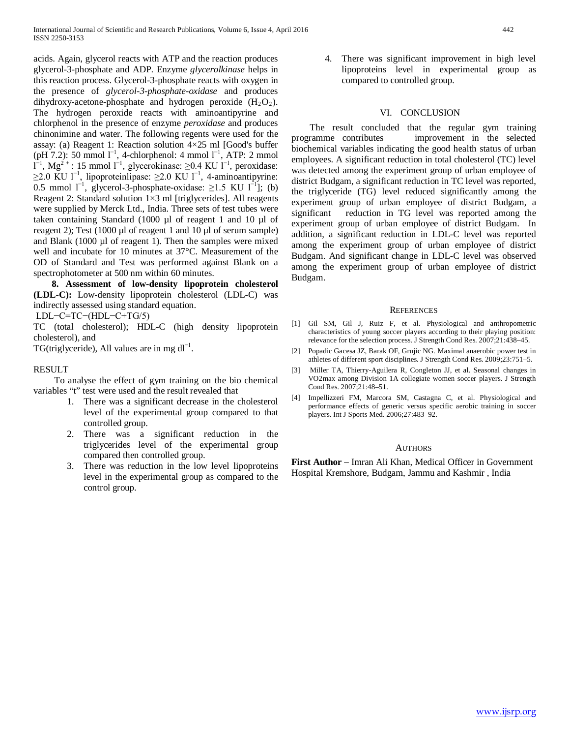acids. Again, glycerol reacts with ATP and the reaction produces glycerol-3-phosphate and ADP. Enzyme *glycerolkinase* helps in this reaction process. Glycerol-3-phosphate reacts with oxygen in the presence of *glycerol-3-phosphate-oxidase* and produces dihydroxy-acetone-phosphate and hydrogen peroxide ($H_2O_2$). The hydrogen peroxide reacts with aminoantipyrine and chlorphenol in the presence of enzyme *peroxidase* and produces chinonimine and water. The following regents were used for the assay: (a) Reagent 1: Reaction solution 4×25 ml [Good's buffer (pH 7.2): 50 mmol $l^{-1}$, 4-chlorphenol: 4 mmol $l^{-1}$, ATP: 2 mmol $l^{-1}$, $Mg^{2+}$: 15 mmol $l^{-1}$, glycerokinase: ≥0.4 KU $l^{-1}$, peroxidase: ≥2.0 KU $l^{-1}$, lipoproteinlipase: ≥2.0 KU $l^{-1}$, 4-aminoantipyrine: 0.5 mmol $l^{-1}$, glycerol-3-phosphate-oxidase: ≥1.5 KU $l^{-1}$]; (b) Reagent 2: Standard solution 1×3 ml [triglycerides]. All reagents were supplied by Merck Ltd., India. Three sets of test tubes were taken containing Standard (1000 µl of reagent 1 and 10 µl of reagent 2); Test (1000 µl of reagent 1 and 10 µl of serum sample) and Blank (1000 µl of reagent 1). Then the samples were mixed well and incubate for 10 minutes at 37°C. Measurement of the OD of Standard and Test was performed against Blank on a spectrophotometer at 500 nm within 60 minutes.

**8. Assessment of low-density lipoprotein cholesterol (LDL-C):** Low-density lipoprotein cholesterol (LDL-C) was indirectly assessed using standard equation.

$$LDL-C=TC-(HDL-C+TG/5)$$

TC (total cholesterol); HDL-C (high density lipoprotein cholesterol), and

TG(triglyceride), All values are in mg $dl^{-1}$.

## RESULT

To analyse the effect of gym training on the bio chemical variables "t" test were used and the result revealed that

1. There was a significant decrease in the cholesterol level of the experimental group compared to that controlled group.
2. There was a significant reduction in the triglycerides level of the experimental group compared then controlled group.
3. There was reduction in the low level lipoproteins level in the experimental group as compared to the control group.
4. There was significant improvement in high level lipoproteins level in experimental group as compared to controlled group.

## VI. CONCLUSION

The result concluded that the regular gym training programme contributes improvement in the selected biochemical variables indicating the good health status of urban employees. A significant reduction in total cholesterol (TC) level was detected among the experiment group of urban employee of district Budgam, a significant reduction in TC level was reported, the triglyceride (TG) level reduced significantly among the experiment group of urban employee of district Budgam, a significant reduction in TG level was reported among the experiment group of urban employee of district Budgam. In addition, a significant reduction in LDL-C level was reported among the experiment group of urban employee of district Budgam. And significant change in LDL-C level was observed among the experiment group of urban employee of district Budgam.

## REFERENCES

[1] Gil SM, Gil J, Ruiz F, et al. Physiological and anthropometric characteristics of young soccer players according to their playing position: relevance for the selection process. J Strength Cond Res. 2007;21:438–45.

[2] Popadic Gacesa JZ, Barak OF, Grujic NG. Maximal anaerobic power test in athletes of different sport disciplines. J Strength Cond Res. 2009;23:751–5.

[3] Miller TA, Thierry-Aguilera R, Congleton JJ, et al. Seasonal changes in VO2max among Division 1A collegiate women soccer players. J Strength Cond Res. 2007;21:48–51.

[4] Impellizzeri FM, Marcora SM, Castagna C, et al. Physiological and performance effects of generic versus specific aerobic training in soccer players. Int J Sports Med. 2006;27:483–92.

## AUTHORS

**First Author** – Imran Ali Khan, Medical Officer in Government Hospital Kremshore, Budgam, Jammu and Kashmir , India